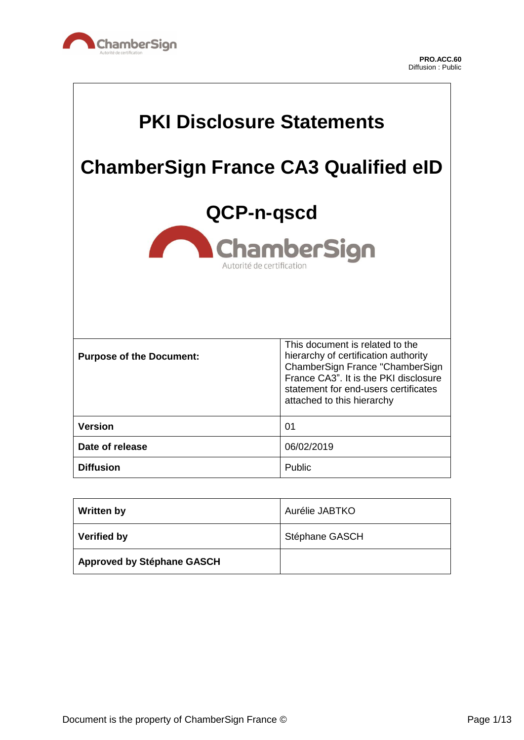PRO.ACC.60
Diffusion : Public

# PKI Disclosure Statements

# ChamberSign France CA3 Qualified eID

# QCP-n-qscd

| | |
|---|---|
| **Purpose of the Document:** | This document is related to the hierarchy of certification authority ChamberSign France "ChamberSign France CA3". It is the PKI disclosure statement for end-users certificates attached to this hierarchy |
| **Version** | 01 |
| **Date of release** | 06/02/2019 |
| **Diffusion** | Public |

| | |
|---|---|
| **Written by** | Aurélie JABTKO |
| **Verified by** | Stéphane GASCH |
| **Approved by Stéphane GASCH** | |

Document is the property of ChamberSign France ©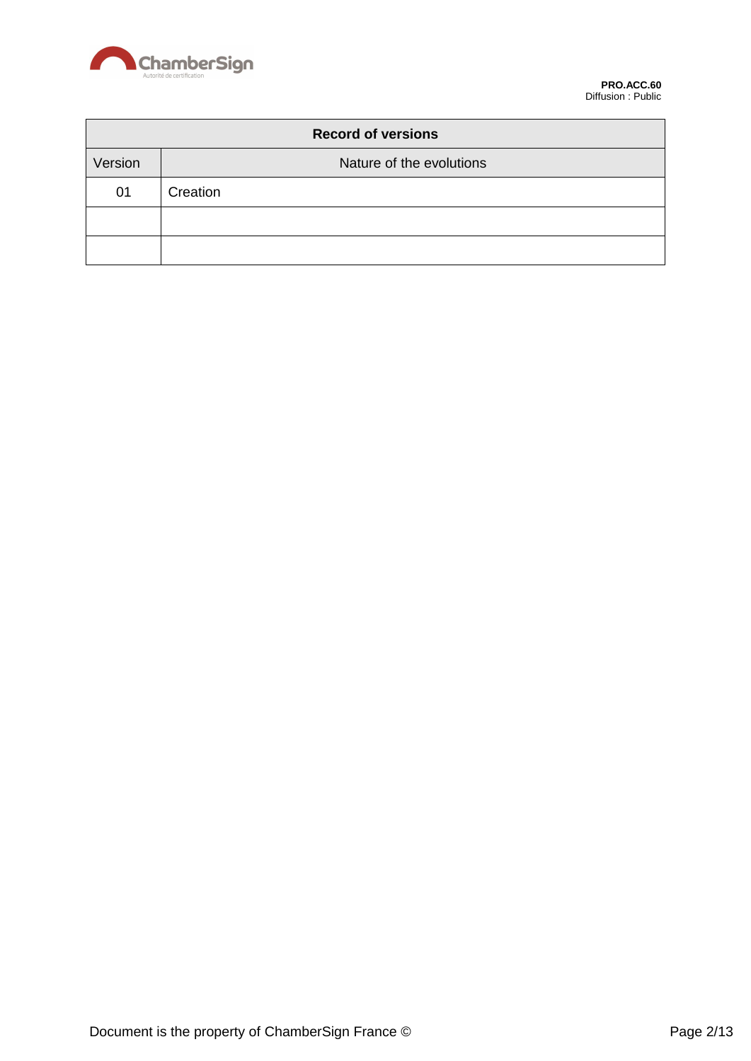| Record of versions | |
|---|---|
| Version | Nature of the evolutions |
| 01 | Creation |
| | |
| | |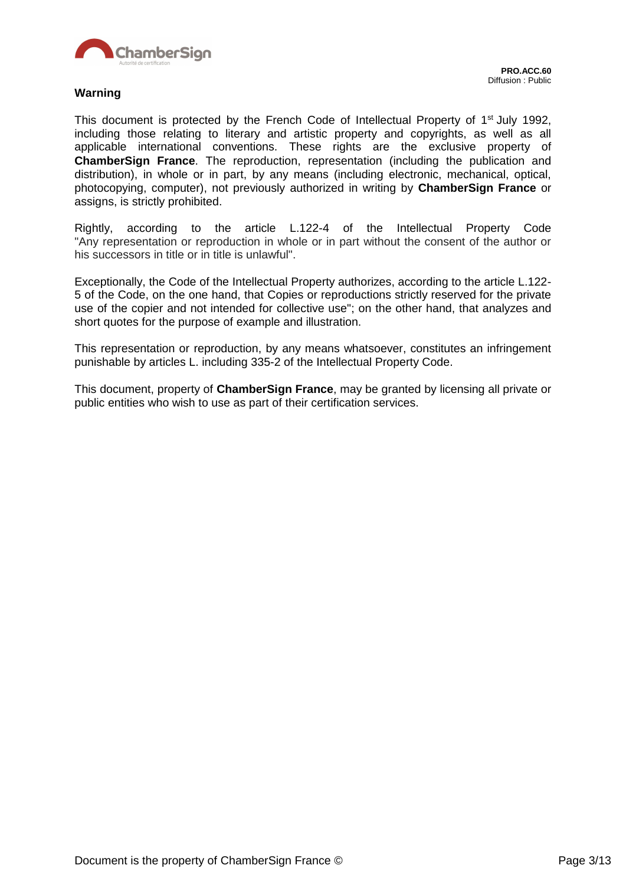## Warning

This document is protected by the French Code of Intellectual Property of 1st July 1992, including those relating to literary and artistic property and copyrights, as well as all applicable international conventions. These rights are the exclusive property of **ChamberSign France**. The reproduction, representation (including the publication and distribution), in whole or in part, by any means (including electronic, mechanical, optical, photocopying, computer), not previously authorized in writing by **ChamberSign France** or assigns, is strictly prohibited.

Rightly, according to the article L.122-4 of the Intellectual Property Code "Any representation or reproduction in whole or in part without the consent of the author or his successors in title or in title is unlawful".

Exceptionally, the Code of the Intellectual Property authorizes, according to the article L.122-5 of the Code, on the one hand, that Copies or reproductions strictly reserved for the private use of the copier and not intended for collective use"; on the other hand, that analyzes and short quotes for the purpose of example and illustration.

This representation or reproduction, by any means whatsoever, constitutes an infringement punishable by articles L. including 335-2 of the Intellectual Property Code.

This document, property of **ChamberSign France**, may be granted by licensing all private or public entities who wish to use as part of their certification services.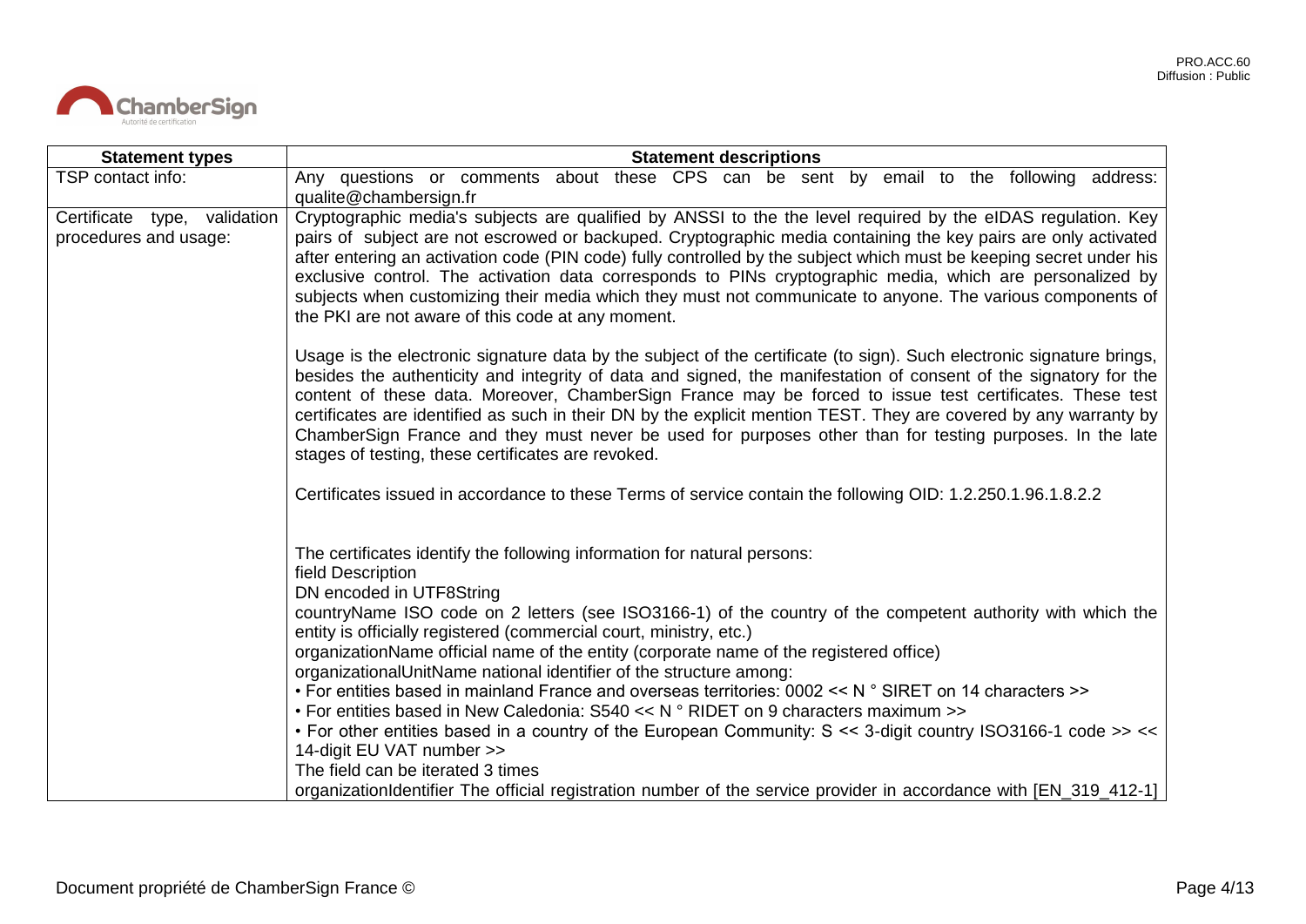| Statement types | Statement descriptions |
|---|---|
| TSP contact info: | Any questions or comments about these CPS can be sent by email to the following address: qualite@chambersign.fr |
| Certificate type, validation procedures and usage: | Cryptographic media's subjects are qualified by ANSSI to the the level required by the eIDAS regulation. Key pairs of subject are not escrowed or backuped. Cryptographic media containing the key pairs are only activated after entering an activation code (PIN code) fully controlled by the subject which must be keeping secret under his exclusive control. The activation data corresponds to PINs cryptographic media, which are personalized by subjects when customizing their media which they must not communicate to anyone. The various components of the PKI are not aware of this code at any moment.<br><br>Usage is the electronic signature data by the subject of the certificate (to sign). Such electronic signature brings, besides the authenticity and integrity of data and signed, the manifestation of consent of the signatory for the content of these data. Moreover, ChamberSign France may be forced to issue test certificates. These test certificates are identified as such in their DN by the explicit mention TEST. They are covered by any warranty by ChamberSign France and they must never be used for purposes other than for testing purposes. In the late stages of testing, these certificates are revoked.<br><br>Certificates issued in accordance to these Terms of service contain the following OID: 1.2.250.1.96.1.8.2.2<br><br>The certificates identify the following information for natural persons:<br>field Description<br>DN encoded in UTF8String<br>countryName ISO code on 2 letters (see ISO3166-1) of the country of the competent authority with which the entity is officially registered (commercial court, ministry, etc.)<br>organizationName official name of the entity (corporate name of the registered office)<br>organizationalUnitName national identifier of the structure among:<br>• For entities based in mainland France and overseas territories: 0002 << N ° SIRET on 14 characters >><br>• For entities based in New Caledonia: S540 << N ° RIDET on 9 characters maximum >><br>• For other entities based in a country of the European Community: S << 3-digit country ISO3166-1 code >> << 14-digit EU VAT number >><br>The field can be iterated 3 times<br>organizationIdentifier The official registration number of the service provider in accordance with [EN_319_412-1] |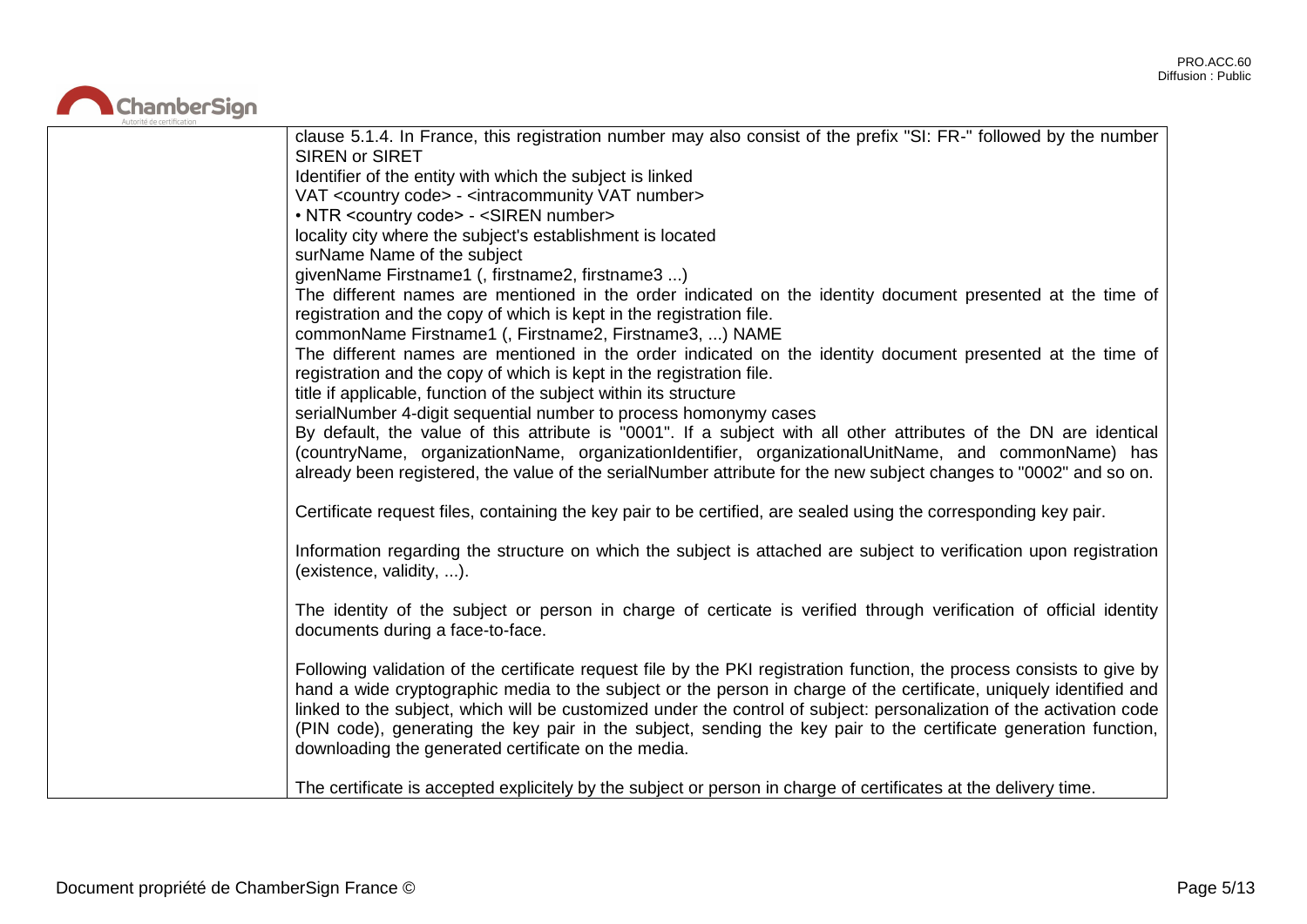| | clause 5.1.4. In France, this registration number may also consist of the prefix "SI: FR-" followed by the number SIREN or SIRET<br>Identifier of the entity with which the subject is linked<br>VAT <country code> - <intracommunity VAT number><br>• NTR <country code> - <SIREN number><br>locality city where the subject's establishment is located<br>surName Name of the subject<br>givenName Firstname1 (, firstname2, firstname3 ...)<br>The different names are mentioned in the order indicated on the identity document presented at the time of registration and the copy of which is kept in the registration file.<br>commonName Firstname1 (, Firstname2, Firstname3, ...) NAME<br>The different names are mentioned in the order indicated on the identity document presented at the time of registration and the copy of which is kept in the registration file.<br>title if applicable, function of the subject within its structure<br>serialNumber 4-digit sequential number to process homonymy cases<br>By default, the value of this attribute is "0001". If a subject with all other attributes of the DN are identical (countryName, organizationName, organizationIdentifier, organizationalUnitName, and commonName) has already been registered, the value of the serialNumber attribute for the new subject changes to "0002" and so on.<br><br>Certificate request files, containing the key pair to be certified, are sealed using the corresponding key pair.<br><br>Information regarding the structure on which the subject is attached are subject to verification upon registration (existence, validity, ...).<br><br>The identity of the subject or person in charge of certicate is verified through verification of official identity documents during a face-to-face.<br><br>Following validation of the certificate request file by the PKI registration function, the process consists to give by hand a wide cryptographic media to the subject or the person in charge of the certificate, uniquely identified and linked to the subject, which will be customized under the control of subject: personalization of the activation code (PIN code), generating the key pair in the subject, sending the key pair to the certificate generation function, downloading the generated certificate on the media.<br><br>The certificate is accepted explicitely by the subject or person in charge of certificates at the delivery time. |
|---|---|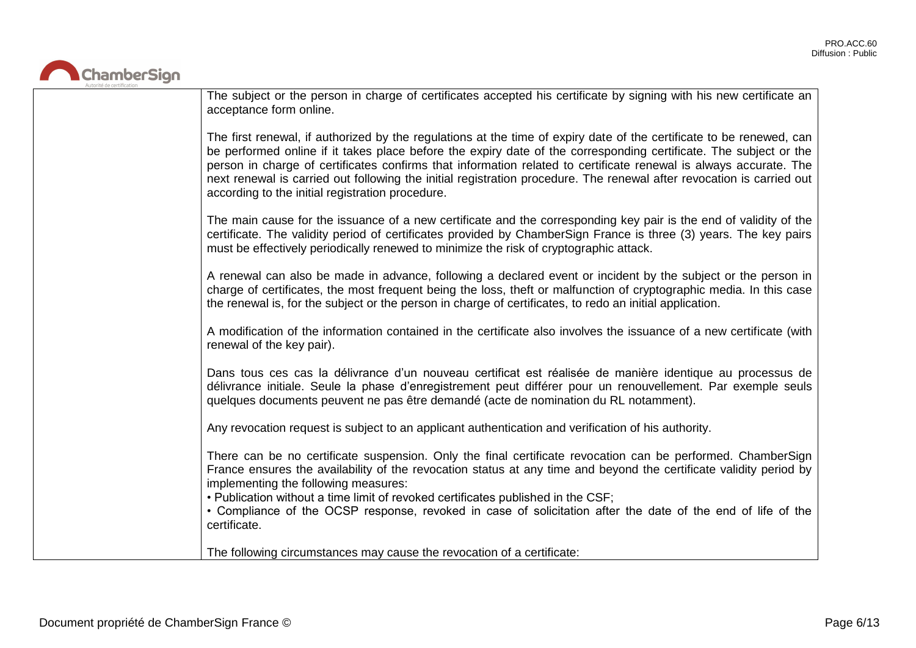| | |
|---|---|
| | The subject or the person in charge of certificates accepted his certificate by signing with his new certificate an acceptance form online.<br><br>The first renewal, if authorized by the regulations at the time of expiry date of the certificate to be renewed, can be performed online if it takes place before the expiry date of the corresponding certificate. The subject or the person in charge of certificates confirms that information related to certificate renewal is always accurate. The next renewal is carried out following the initial registration procedure. The renewal after revocation is carried out according to the initial registration procedure.<br><br>The main cause for the issuance of a new certificate and the corresponding key pair is the end of validity of the certificate. The validity period of certificates provided by ChamberSign France is three (3) years. The key pairs must be effectively periodically renewed to minimize the risk of cryptographic attack.<br><br>A renewal can also be made in advance, following a declared event or incident by the subject or the person in charge of certificates, the most frequent being the loss, theft or malfunction of cryptographic media. In this case the renewal is, for the subject or the person in charge of certificates, to redo an initial application.<br><br>A modification of the information contained in the certificate also involves the issuance of a new certificate (with renewal of the key pair).<br><br>Dans tous ces cas la délivrance d'un nouveau certificat est réalisée de manière identique au processus de délivrance initiale. Seule la phase d'enregistrement peut différer pour un renouvellement. Par exemple seuls quelques documents peuvent ne pas être demandé (acte de nomination du RL notamment).<br><br>Any revocation request is subject to an applicant authentication and verification of his authority.<br><br>There can be no certificate suspension. Only the final certificate revocation can be performed. ChamberSign France ensures the availability of the revocation status at any time and beyond the certificate validity period by implementing the following measures:<br>• Publication without a time limit of revoked certificates published in the CSF;<br>• Compliance of the OCSP response, revoked in case of solicitation after the date of the end of life of the certificate.<br><br>The following circumstances may cause the revocation of a certificate: |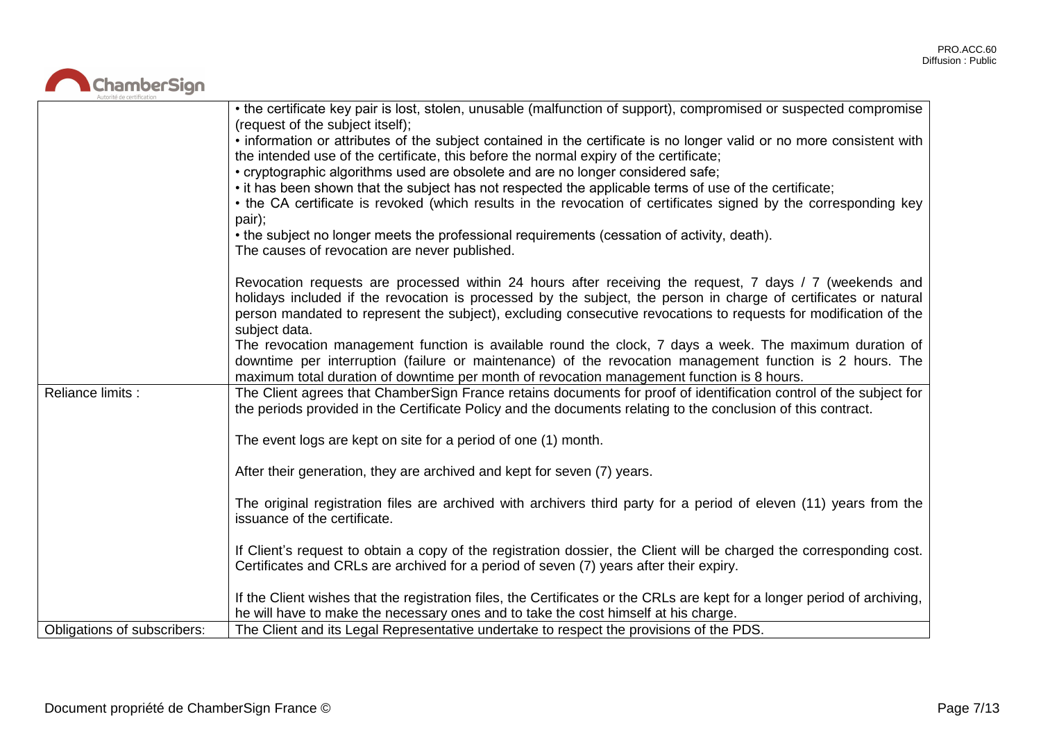| | |
|---|---|
| | • the certificate key pair is lost, stolen, unusable (malfunction of support), compromised or suspected compromise (request of the subject itself);<br>• information or attributes of the subject contained in the certificate is no longer valid or no more consistent with the intended use of the certificate, this before the normal expiry of the certificate;<br>• cryptographic algorithms used are obsolete and are no longer considered safe;<br>• it has been shown that the subject has not respected the applicable terms of use of the certificate;<br>• the CA certificate is revoked (which results in the revocation of certificates signed by the corresponding key pair);<br>• the subject no longer meets the professional requirements (cessation of activity, death).<br>The causes of revocation are never published.<br><br>Revocation requests are processed within 24 hours after receiving the request, 7 days / 7 (weekends and holidays included if the revocation is processed by the subject, the person in charge of certificates or natural person mandated to represent the subject), excluding consecutive revocations to requests for modification of the subject data.<br>The revocation management function is available round the clock, 7 days a week. The maximum duration of downtime per interruption (failure or maintenance) of the revocation management function is 2 hours. The maximum total duration of downtime per month of revocation management function is 8 hours. |
| Reliance limits : | The Client agrees that ChamberSign France retains documents for proof of identification control of the subject for the periods provided in the Certificate Policy and the documents relating to the conclusion of this contract.<br><br>The event logs are kept on site for a period of one (1) month.<br><br>After their generation, they are archived and kept for seven (7) years.<br><br>The original registration files are archived with archivers third party for a period of eleven (11) years from the issuance of the certificate.<br><br>If Client's request to obtain a copy of the registration dossier, the Client will be charged the corresponding cost. Certificates and CRLs are archived for a period of seven (7) years after their expiry.<br><br>If the Client wishes that the registration files, the Certificates or the CRLs are kept for a longer period of archiving, he will have to make the necessary ones and to take the cost himself at his charge. |
| Obligations of subscribers: | The Client and its Legal Representative undertake to respect the provisions of the PDS. |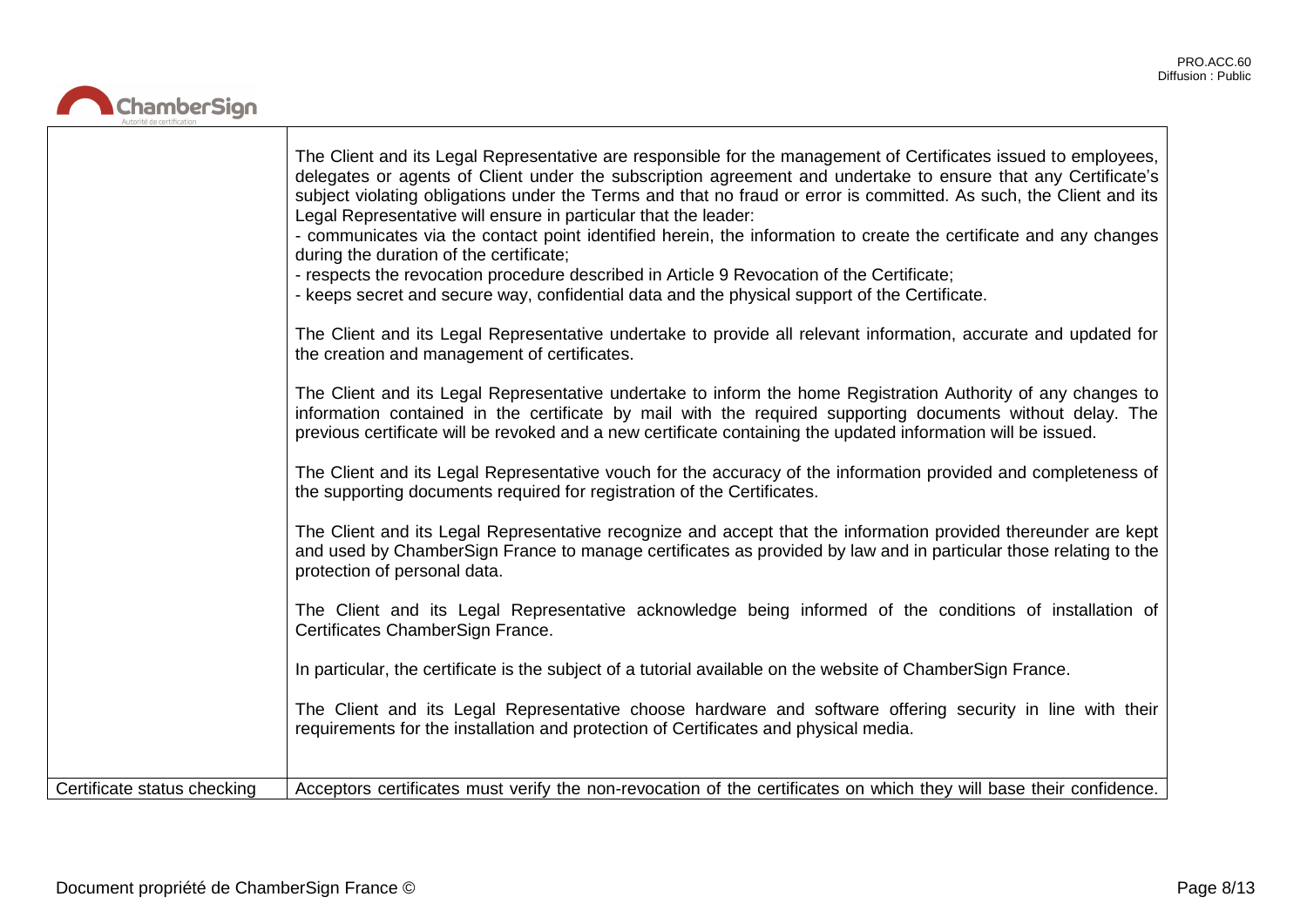|  |  |
|---|---|
|  | The Client and its Legal Representative are responsible for the management of Certificates issued to employees, delegates or agents of Client under the subscription agreement and undertake to ensure that any Certificate's subject violating obligations under the Terms and that no fraud or error is committed. As such, the Client and its Legal Representative will ensure in particular that the leader:<br>- communicates via the contact point identified herein, the information to create the certificate and any changes during the duration of the certificate;<br>- respects the revocation procedure described in Article 9 Revocation of the Certificate;<br>- keeps secret and secure way, confidential data and the physical support of the Certificate.<br><br>The Client and its Legal Representative undertake to provide all relevant information, accurate and updated for the creation and management of certificates.<br><br>The Client and its Legal Representative undertake to inform the home Registration Authority of any changes to information contained in the certificate by mail with the required supporting documents without delay. The previous certificate will be revoked and a new certificate containing the updated information will be issued.<br><br>The Client and its Legal Representative vouch for the accuracy of the information provided and completeness of the supporting documents required for registration of the Certificates.<br><br>The Client and its Legal Representative recognize and accept that the information provided thereunder are kept and used by ChamberSign France to manage certificates as provided by law and in particular those relating to the protection of personal data.<br><br>The Client and its Legal Representative acknowledge being informed of the conditions of installation of Certificates ChamberSign France.<br><br>In particular, the certificate is the subject of a tutorial available on the website of ChamberSign France.<br><br>The Client and its Legal Representative choose hardware and software offering security in line with their requirements for the installation and protection of Certificates and physical media. |
| Certificate status checking | Acceptors certificates must verify the non-revocation of the certificates on which they will base their confidence. |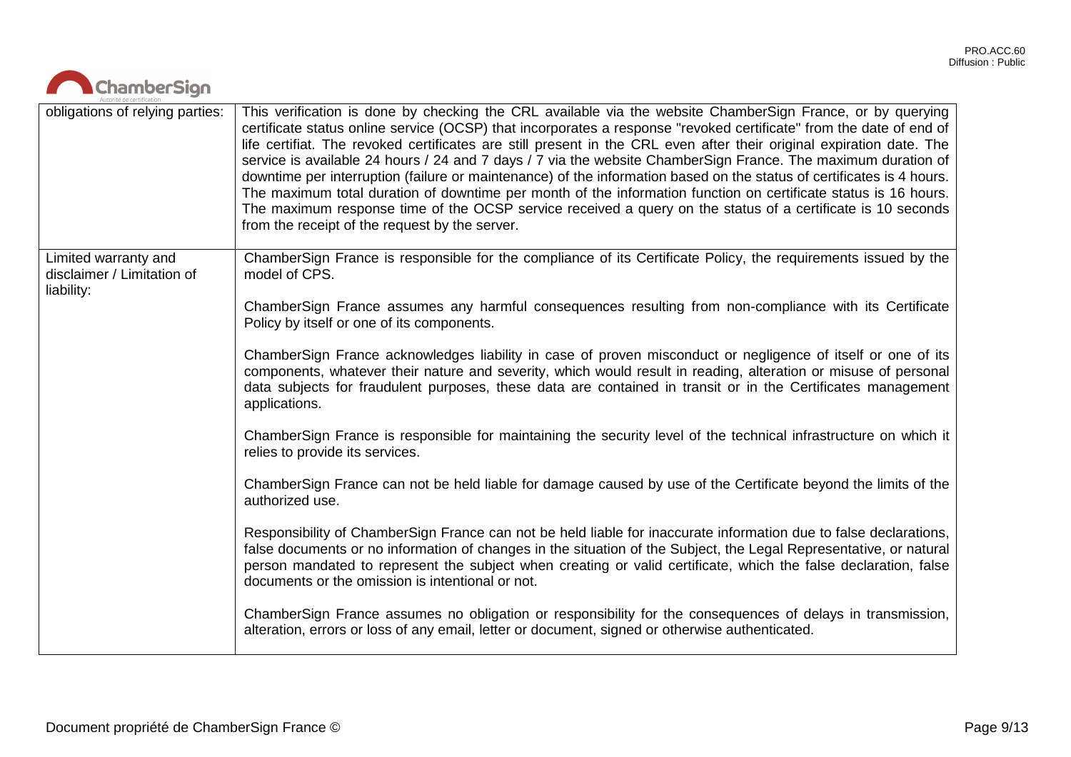| | |
|---|---|
| obligations of relying parties: | This verification is done by checking the CRL available via the website ChamberSign France, or by querying certificate status online service (OCSP) that incorporates a response "revoked certificate" from the date of end of life certifiat. The revoked certificates are still present in the CRL even after their original expiration date. The service is available 24 hours / 24 and 7 days / 7 via the website ChamberSign France. The maximum duration of downtime per interruption (failure or maintenance) of the information based on the status of certificates is 4 hours. The maximum total duration of downtime per month of the information function on certificate status is 16 hours. The maximum response time of the OCSP service received a query on the status of a certificate is 10 seconds from the receipt of the request by the server. |
| Limited warranty and disclaimer / Limitation of liability: | ChamberSign France is responsible for the compliance of its Certificate Policy, the requirements issued by the model of CPS.<br><br>ChamberSign France assumes any harmful consequences resulting from non-compliance with its Certificate Policy by itself or one of its components.<br><br>ChamberSign France acknowledges liability in case of proven misconduct or negligence of itself or one of its components, whatever their nature and severity, which would result in reading, alteration or misuse of personal data subjects for fraudulent purposes, these data are contained in transit or in the Certificates management applications.<br><br>ChamberSign France is responsible for maintaining the security level of the technical infrastructure on which it relies to provide its services.<br><br>ChamberSign France can not be held liable for damage caused by use of the Certificate beyond the limits of the authorized use.<br><br>Responsibility of ChamberSign France can not be held liable for inaccurate information due to false declarations, false documents or no information of changes in the situation of the Subject, the Legal Representative, or natural person mandated to represent the subject when creating or valid certificate, which the false declaration, false documents or the omission is intentional or not.<br><br>ChamberSign France assumes no obligation or responsibility for the consequences of delays in transmission, alteration, errors or loss of any email, letter or document, signed or otherwise authenticated. |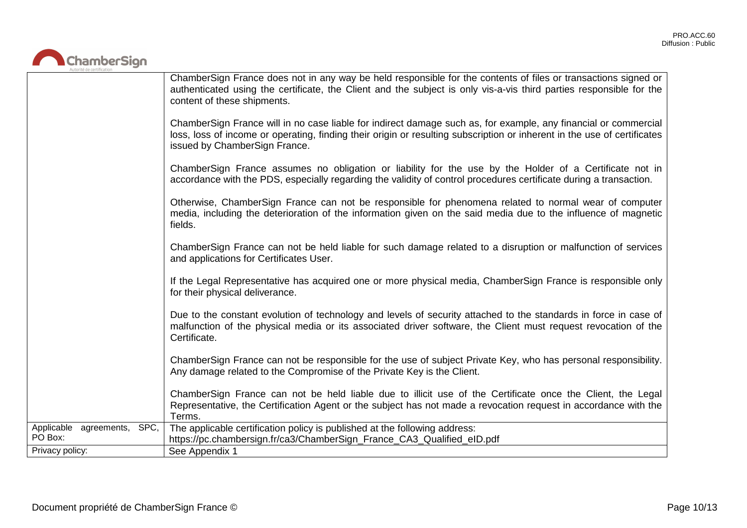| | |
|---|---|
| | ChamberSign France does not in any way be held responsible for the contents of files or transactions signed or authenticated using the certificate, the Client and the subject is only vis-a-vis third parties responsible for the content of these shipments.<br><br>ChamberSign France will in no case liable for indirect damage such as, for example, any financial or commercial loss, loss of income or operating, finding their origin or resulting subscription or inherent in the use of certificates issued by ChamberSign France.<br><br>ChamberSign France assumes no obligation or liability for the use by the Holder of a Certificate not in accordance with the PDS, especially regarding the validity of control procedures certificate during a transaction.<br><br>Otherwise, ChamberSign France can not be responsible for phenomena related to normal wear of computer media, including the deterioration of the information given on the said media due to the influence of magnetic fields.<br><br>ChamberSign France can not be held liable for such damage related to a disruption or malfunction of services and applications for Certificates User.<br><br>If the Legal Representative has acquired one or more physical media, ChamberSign France is responsible only for their physical deliverance.<br><br>Due to the constant evolution of technology and levels of security attached to the standards in force in case of malfunction of the physical media or its associated driver software, the Client must request revocation of the Certificate.<br><br>ChamberSign France can not be responsible for the use of subject Private Key, who has personal responsibility. Any damage related to the Compromise of the Private Key is the Client.<br><br>ChamberSign France can not be held liable due to illicit use of the Certificate once the Client, the Legal Representative, the Certification Agent or the subject has not made a revocation request in accordance with the Terms. |
| Applicable agreements, SPC, PO Box: | The applicable certification policy is published at the following address:<br>https://pc.chambersign.fr/ca3/ChamberSign_France_CA3_Qualified_eID.pdf |
| Privacy policy: | See Appendix 1 |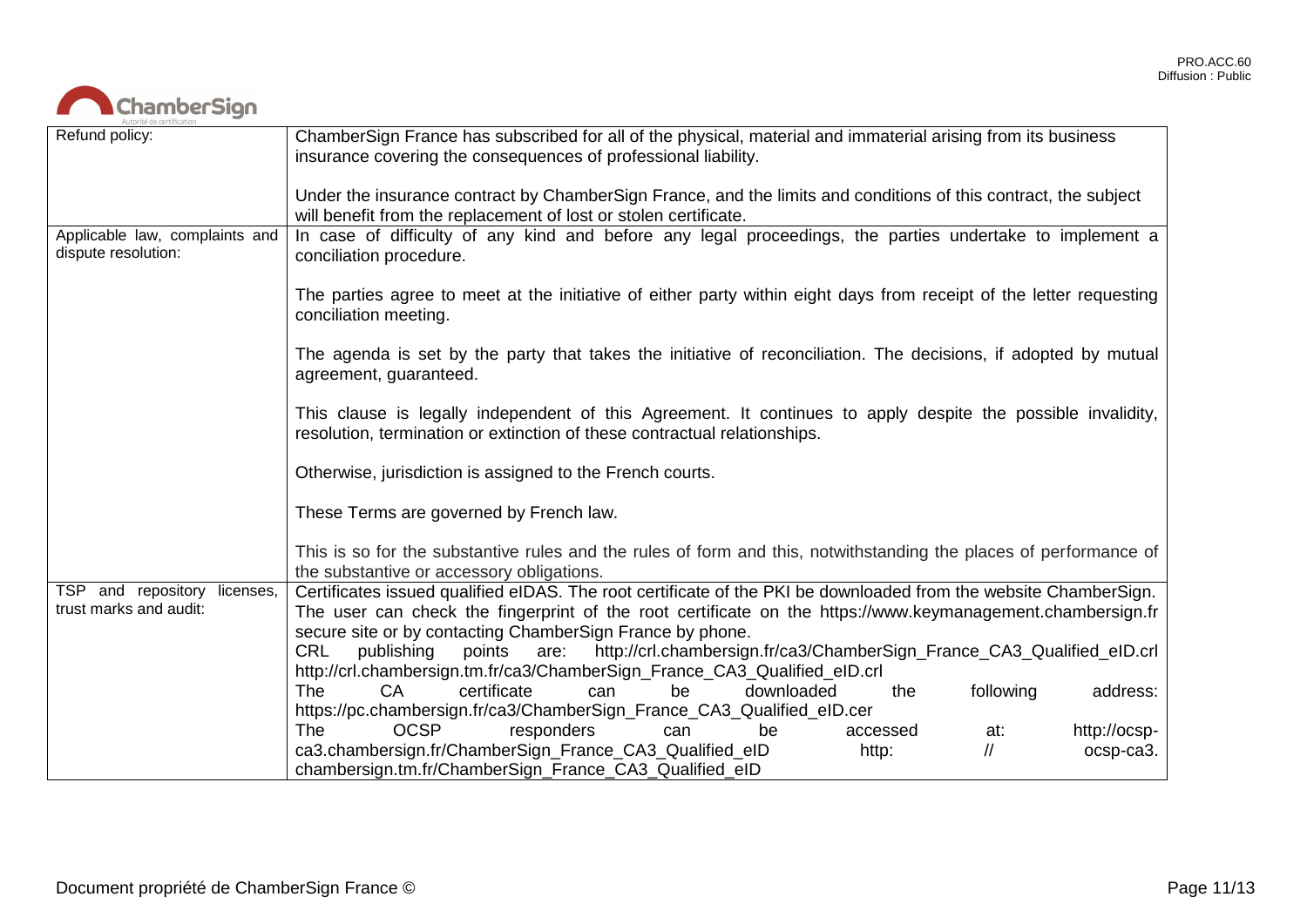| | |
|---|---|
| Refund policy: | ChamberSign France has subscribed for all of the physical, material and immaterial arising from its business insurance covering the consequences of professional liability.<br><br>Under the insurance contract by ChamberSign France, and the limits and conditions of this contract, the subject will benefit from the replacement of lost or stolen certificate. |
| Applicable law, complaints and dispute resolution: | In case of difficulty of any kind and before any legal proceedings, the parties undertake to implement a conciliation procedure.<br><br>The parties agree to meet at the initiative of either party within eight days from receipt of the letter requesting conciliation meeting.<br><br>The agenda is set by the party that takes the initiative of reconciliation. The decisions, if adopted by mutual agreement, guaranteed.<br><br>This clause is legally independent of this Agreement. It continues to apply despite the possible invalidity, resolution, termination or extinction of these contractual relationships.<br><br>Otherwise, jurisdiction is assigned to the French courts.<br><br>These Terms are governed by French law.<br><br>This is so for the substantive rules and the rules of form and this, notwithstanding the places of performance of the substantive or accessory obligations. |
| TSP and repository licenses, trust marks and audit: | Certificates issued qualified eIDAS. The root certificate of the PKI be downloaded from the website ChamberSign. The user can check the fingerprint of the root certificate on the https://www.keymanagement.chambersign.fr secure site or by contacting ChamberSign France by phone.<br>CRL publishing points are: http://crl.chambersign.fr/ca3/ChamberSign_France_CA3_Qualified_eID.crl http://crl.chambersign.tm.fr/ca3/ChamberSign_France_CA3_Qualified_eID.crl<br>The CA certificate can be downloaded the following address: https://pc.chambersign.fr/ca3/ChamberSign_France_CA3_Qualified_eID.cer<br>The OCSP responders can be accessed at: http://ocsp-ca3.chambersign.fr/ChamberSign_France_CA3_Qualified_eID http: // ocsp-ca3. chambersign.tm.fr/ChamberSign_France_CA3_Qualified_eID |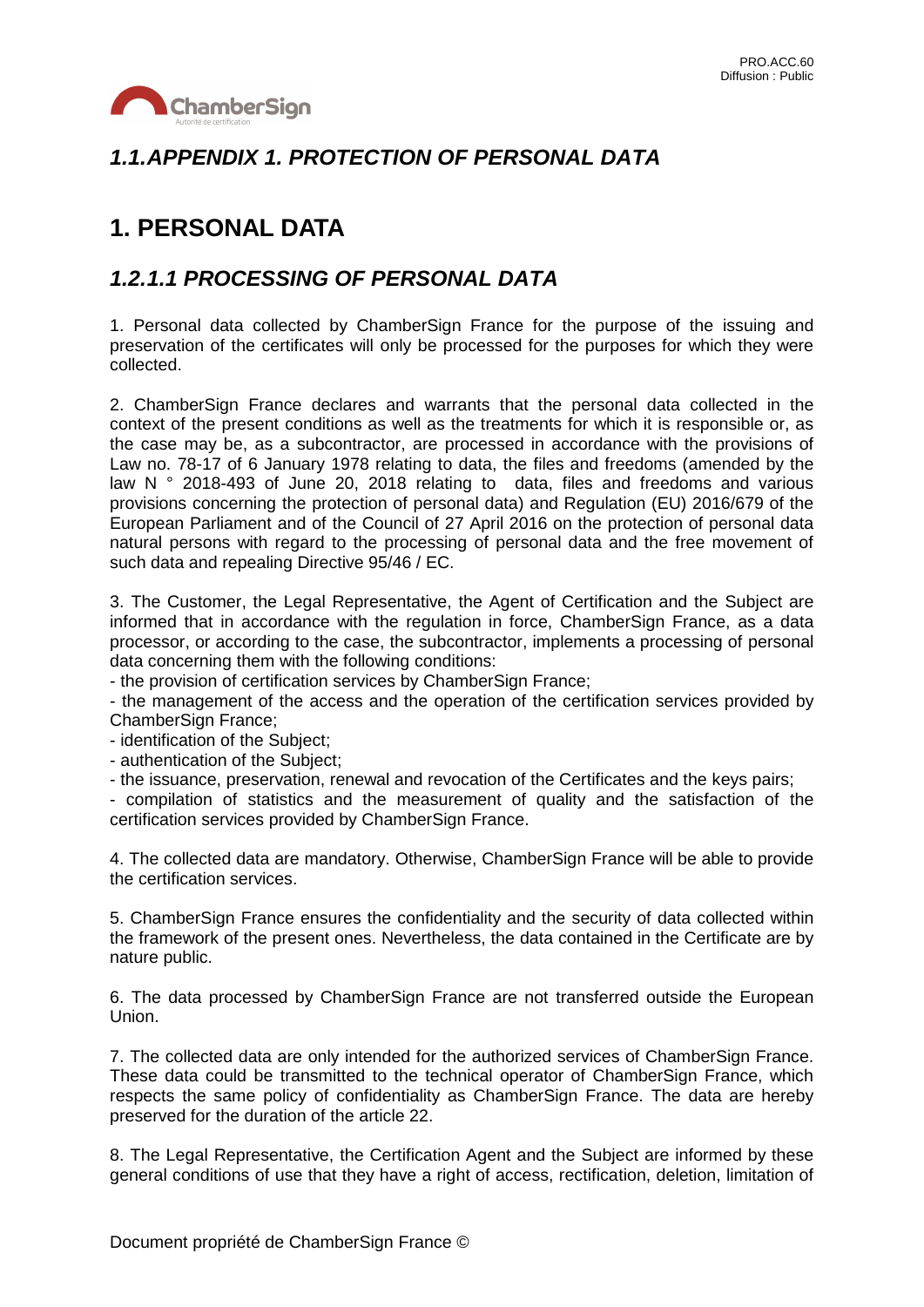## *1.1.APPENDIX 1. PROTECTION OF PERSONAL DATA*

# 1. PERSONAL DATA

## *1.2.1.1 PROCESSING OF PERSONAL DATA*

1. Personal data collected by ChamberSign France for the purpose of the issuing and preservation of the certificates will only be processed for the purposes for which they were collected.

2. ChamberSign France declares and warrants that the personal data collected in the context of the present conditions as well as the treatments for which it is responsible or, as the case may be, as a subcontractor, are processed in accordance with the provisions of Law no. 78-17 of 6 January 1978 relating to data, the files and freedoms (amended by the law N ° 2018-493 of June 20, 2018 relating to data, files and freedoms and various provisions concerning the protection of personal data) and Regulation (EU) 2016/679 of the European Parliament and of the Council of 27 April 2016 on the protection of personal data natural persons with regard to the processing of personal data and the free movement of such data and repealing Directive 95/46 / EC.

3. The Customer, the Legal Representative, the Agent of Certification and the Subject are informed that in accordance with the regulation in force, ChamberSign France, as a data processor, or according to the case, the subcontractor, implements a processing of personal data concerning them with the following conditions:
- the provision of certification services by ChamberSign France;
- the management of the access and the operation of the certification services provided by ChamberSign France;
- identification of the Subject;
- authentication of the Subject;
- the issuance, preservation, renewal and revocation of the Certificates and the keys pairs;
- compilation of statistics and the measurement of quality and the satisfaction of the certification services provided by ChamberSign France.

4. The collected data are mandatory. Otherwise, ChamberSign France will be able to provide the certification services.

5. ChamberSign France ensures the confidentiality and the security of data collected within the framework of the present ones. Nevertheless, the data contained in the Certificate are by nature public.

6. The data processed by ChamberSign France are not transferred outside the European Union.

7. The collected data are only intended for the authorized services of ChamberSign France. These data could be transmitted to the technical operator of ChamberSign France, which respects the same policy of confidentiality as ChamberSign France. The data are hereby preserved for the duration of the article 22.

8. The Legal Representative, the Certification Agent and the Subject are informed by these general conditions of use that they have a right of access, rectification, deletion, limitation of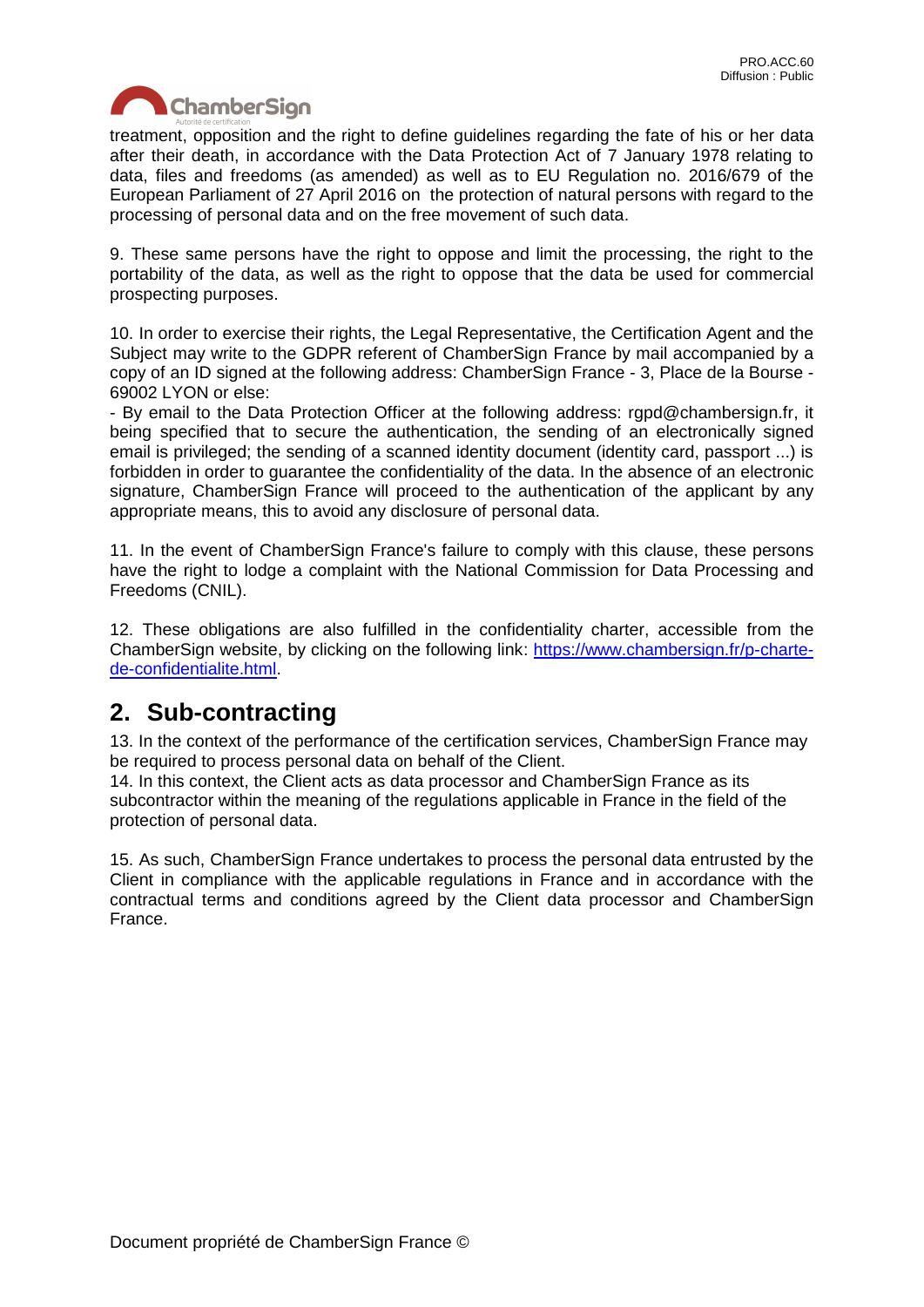treatment, opposition and the right to define guidelines regarding the fate of his or her data after their death, in accordance with the Data Protection Act of 7 January 1978 relating to data, files and freedoms (as amended) as well as to EU Regulation no. 2016/679 of the European Parliament of 27 April 2016 on the protection of natural persons with regard to the processing of personal data and on the free movement of such data.

9. These same persons have the right to oppose and limit the processing, the right to the portability of the data, as well as the right to oppose that the data be used for commercial prospecting purposes.

10. In order to exercise their rights, the Legal Representative, the Certification Agent and the Subject may write to the GDPR referent of ChamberSign France by mail accompanied by a copy of an ID signed at the following address: ChamberSign France - 3, Place de la Bourse - 69002 LYON or else:
- By email to the Data Protection Officer at the following address: rgpd@chambersign.fr, it being specified that to secure the authentication, the sending of an electronically signed email is privileged; the sending of a scanned identity document (identity card, passport ...) is forbidden in order to guarantee the confidentiality of the data. In the absence of an electronic signature, ChamberSign France will proceed to the authentication of the applicant by any appropriate means, this to avoid any disclosure of personal data.

11. In the event of ChamberSign France's failure to comply with this clause, these persons have the right to lodge a complaint with the National Commission for Data Processing and Freedoms (CNIL).

12. These obligations are also fulfilled in the confidentiality charter, accessible from the ChamberSign website, by clicking on the following link: [https://www.chambersign.fr/p-charte-de-confidentialite.html](https://www.chambersign.fr/p-charte-de-confidentialite.html).

## 2. Sub-contracting

13. In the context of the performance of the certification services, ChamberSign France may be required to process personal data on behalf of the Client.
14. In this context, the Client acts as data processor and ChamberSign France as its subcontractor within the meaning of the regulations applicable in France in the field of the protection of personal data.

15. As such, ChamberSign France undertakes to process the personal data entrusted by the Client in compliance with the applicable regulations in France and in accordance with the contractual terms and conditions agreed by the Client data processor and ChamberSign France.